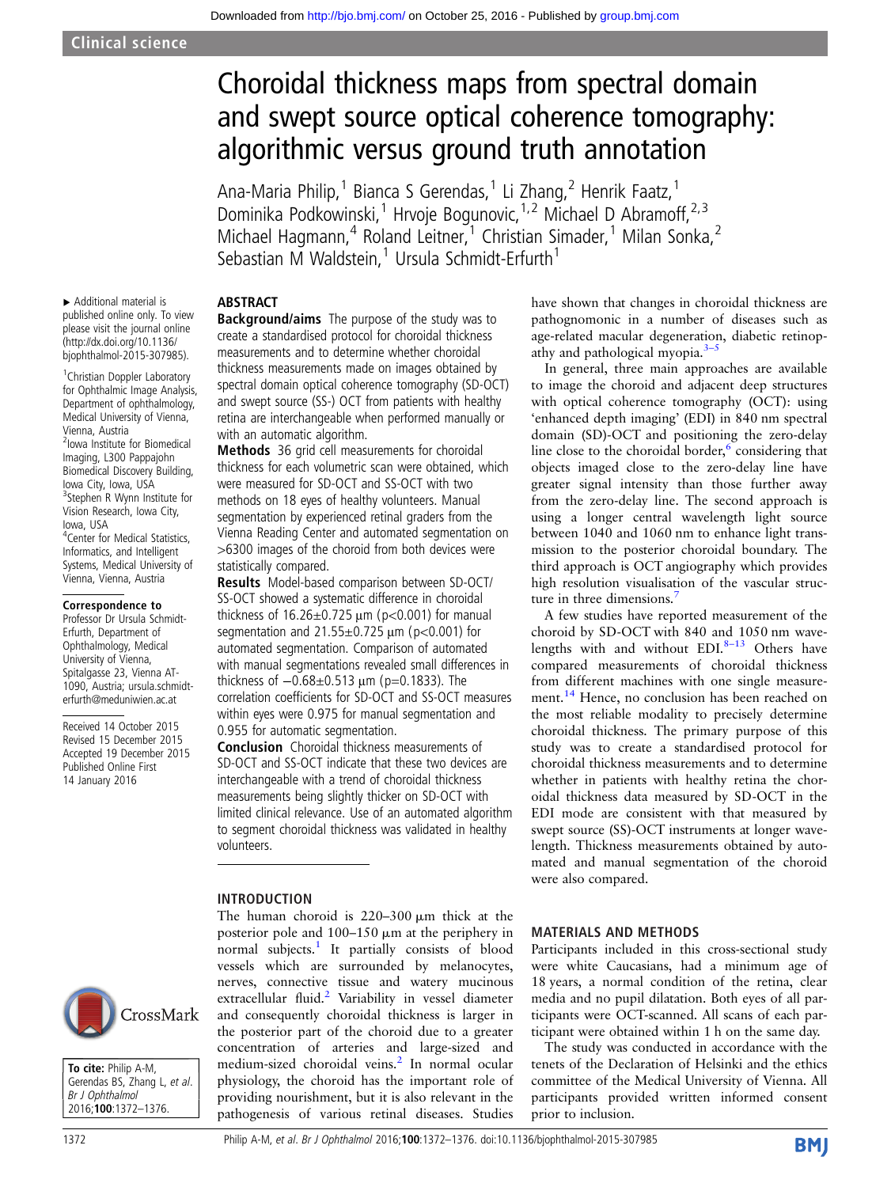Clinical science

# Choroidal thickness maps from spectral domain and swept source optical coherence tomography: algorithmic versus ground truth annotation

Ana-Maria Philip,[1] Bianca S Gerendas,[1] Li Zhang,[2] Henrik Faatz,[1] Dominika Podkowinski,[1] Hrvoje Bogunovic,[1,2] Michael D Abramoff,[2,3] Michael Hagmann,[4] Roland Leitner,[1] Christian Simader,[1] Milan Sonka,[2] Sebastian M Waldstein,[1] Ursula Schmidt-Erfurth[1]

▸ Additional material is published online only. To view please visit the journal online (http://dx.doi.org/10.1136/bjophthalmol-2015-307985).

[1]Christian Doppler Laboratory for Ophthalmic Image Analysis, Department of ophthalmology, Medical University of Vienna, Vienna, Austria
[2]Iowa Institute for Biomedical Imaging, L300 Pappajohn Biomedical Discovery Building, Iowa City, Iowa, USA
[3]Stephen R Wynn Institute for Vision Research, Iowa City, Iowa, USA
[4]Center for Medical Statistics, Informatics, and Intelligent Systems, Medical University of Vienna, Vienna, Austria

**Correspondence to**
Professor Dr Ursula Schmidt-Erfurth, Department of Ophthalmology, Medical University of Vienna, Spitalgasse 23, Vienna AT-1090, Austria; ursula.schmidt-erfurth@meduniwien.ac.at

Received 14 October 2015
Revised 15 December 2015
Accepted 19 December 2015
Published Online First 14 January 2016

**To cite:** Philip A-M, Gerendas BS, Zhang L, *et al*. *Br J Ophthalmol* 2016;**100**:1372–1376.

## ABSTRACT

**Background/aims** The purpose of the study was to create a standardised protocol for choroidal thickness measurements and to determine whether choroidal thickness measurements made on images obtained by spectral domain optical coherence tomography (SD-OCT) and swept source (SS-) OCT from patients with healthy retina are interchangeable when performed manually or with an automatic algorithm.

**Methods** 36 grid cell measurements for choroidal thickness for each volumetric scan were obtained, which were measured for SD-OCT and SS-OCT with two methods on 18 eyes of healthy volunteers. Manual segmentation by experienced retinal graders from the Vienna Reading Center and automated segmentation on >6300 images of the choroid from both devices were statistically compared.

**Results** Model-based comparison between SD-OCT/SS-OCT showed a systematic difference in choroidal thickness of 16.26±0.725 µm (p<0.001) for manual segmentation and 21.55±0.725 µm (p<0.001) for automated segmentation. Comparison of automated with manual segmentations revealed small differences in thickness of −0.68±0.513 µm (p=0.1833). The correlation coefficients for SD-OCT and SS-OCT measures within eyes were 0.975 for manual segmentation and 0.955 for automatic segmentation.

**Conclusion** Choroidal thickness measurements of SD-OCT and SS-OCT indicate that these two devices are interchangeable with a trend of choroidal thickness measurements being slightly thicker on SD-OCT with limited clinical relevance. Use of an automated algorithm to segment choroidal thickness was validated in healthy volunteers.

## INTRODUCTION

The human choroid is 220–300 µm thick at the posterior pole and 100–150 µm at the periphery in normal subjects.[1] It partially consists of blood vessels which are surrounded by melanocytes, nerves, connective tissue and watery mucinous extracellular fluid.[2] Variability in vessel diameter and consequently choroidal thickness is larger in the posterior part of the choroid due to a greater concentration of arteries and large-sized and medium-sized choroidal veins.[2] In normal ocular physiology, the choroid has the important role of providing nourishment, but it is also relevant in the pathogenesis of various retinal diseases. Studies have shown that changes in choroidal thickness are pathognomonic in a number of diseases such as age-related macular degeneration, diabetic retinopathy and pathological myopia.[3–5]

In general, three main approaches are available to image the choroid and adjacent deep structures with optical coherence tomography (OCT): using 'enhanced depth imaging' (EDI) in 840 nm spectral domain (SD)-OCT and positioning the zero-delay line close to the choroidal border,[6] considering that objects imaged close to the zero-delay line have greater signal intensity than those further away from the zero-delay line. The second approach is using a longer central wavelength light source between 1040 and 1060 nm to enhance light transmission to the posterior choroidal boundary. The third approach is OCT angiography which provides high resolution visualisation of the vascular structure in three dimensions.[7]

A few studies have reported measurement of the choroid by SD-OCT with 840 and 1050 nm wavelengths with and without EDI.[8–13] Others have compared measurements of choroidal thickness from different machines with one single measurement.[14] Hence, no conclusion has been reached on the most reliable modality to precisely determine choroidal thickness. The primary purpose of this study was to create a standardised protocol for choroidal thickness measurements and to determine whether in patients with healthy retina the choroidal thickness data measured by SD-OCT in the EDI mode are consistent with that measured by swept source (SS)-OCT instruments at longer wavelength. Thickness measurements obtained by automated and manual segmentation of the choroid were also compared.

## MATERIALS AND METHODS

Participants included in this cross-sectional study were white Caucasians, had a minimum age of 18 years, a normal condition of the retina, clear media and no pupil dilatation. Both eyes of all participants were OCT-scanned. All scans of each participant were obtained within 1 h on the same day.

The study was conducted in accordance with the tenets of the Declaration of Helsinki and the ethics committee of the Medical University of Vienna. All participants provided written informed consent prior to inclusion.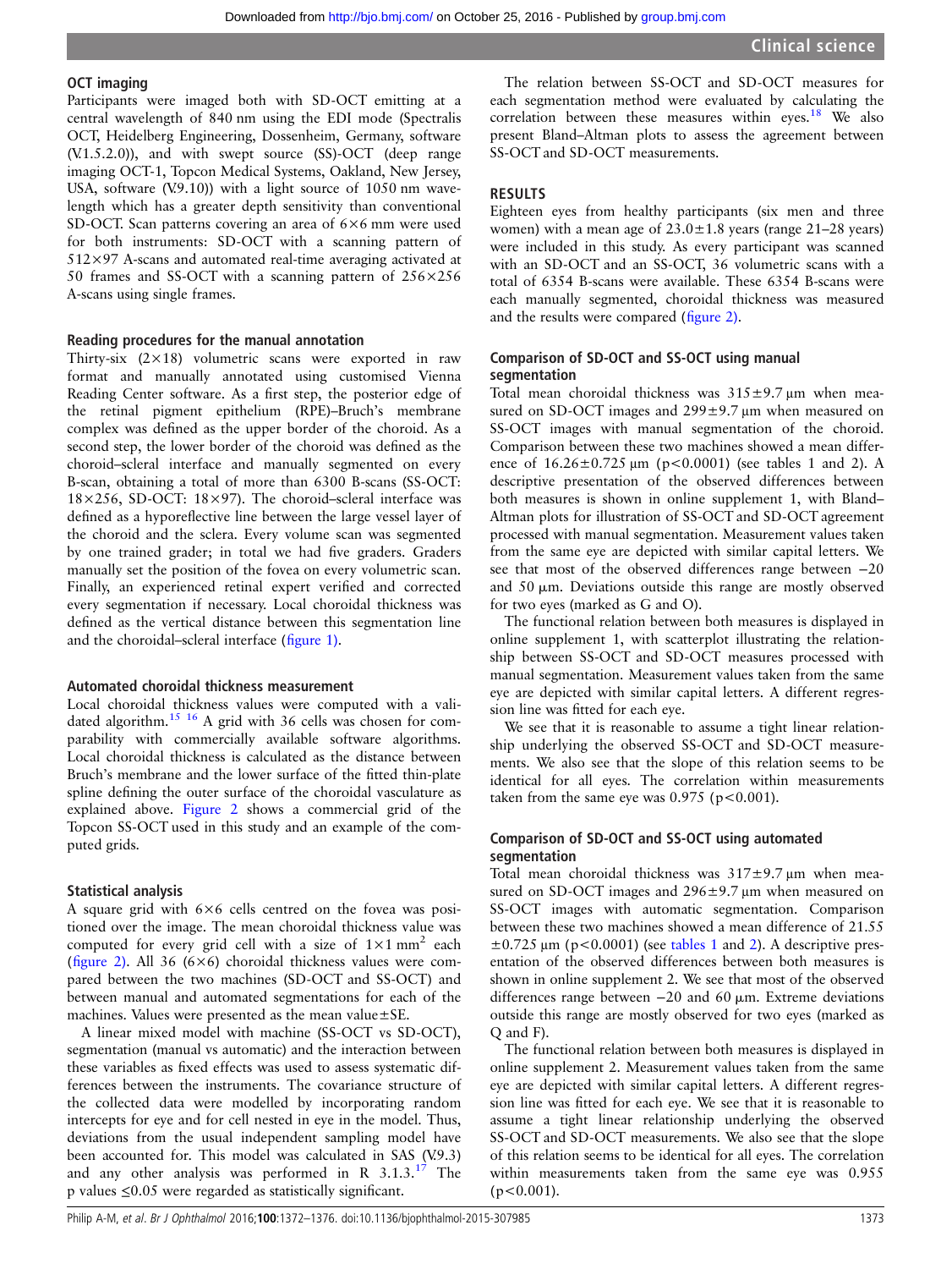### OCT imaging

Participants were imaged both with SD-OCT emitting at a central wavelength of 840 nm using the EDI mode (Spectralis OCT, Heidelberg Engineering, Dossenheim, Germany, software (V.1.5.2.0)), and with swept source (SS)-OCT (deep range imaging OCT-1, Topcon Medical Systems, Oakland, New Jersey, USA, software (V.9.10)) with a light source of 1050 nm wavelength which has a greater depth sensitivity than conventional SD-OCT. Scan patterns covering an area of 6×6 mm were used for both instruments: SD-OCT with a scanning pattern of 512×97 A-scans and automated real-time averaging activated at 50 frames and SS-OCT with a scanning pattern of 256×256 A-scans using single frames.

### Reading procedures for the manual annotation

Thirty-six (2×18) volumetric scans were exported in raw format and manually annotated using customised Vienna Reading Center software. As a first step, the posterior edge of the retinal pigment epithelium (RPE)–Bruch's membrane complex was defined as the upper border of the choroid. As a second step, the lower border of the choroid was defined as the choroid–scleral interface and manually segmented on every B-scan, obtaining a total of more than 6300 B-scans (SS-OCT: 18×256, SD-OCT: 18×97). The choroid–scleral interface was defined as a hyporeflective line between the large vessel layer of the choroid and the sclera. Every volume scan was segmented by one trained grader; in total we had five graders. Graders manually set the position of the fovea on every volumetric scan. Finally, an experienced retinal expert verified and corrected every segmentation if necessary. Local choroidal thickness was defined as the vertical distance between this segmentation line and the choroidal–scleral interface (figure 1).

### Automated choroidal thickness measurement

Local choroidal thickness values were computed with a validated algorithm.[15,16] A grid with 36 cells was chosen for comparability with commercially available software algorithms. Local choroidal thickness is calculated as the distance between Bruch's membrane and the lower surface of the fitted thin-plate spline defining the outer surface of the choroidal vasculature as explained above. Figure 2 shows a commercial grid of the Topcon SS-OCT used in this study and an example of the computed grids.

### Statistical analysis

A square grid with 6×6 cells centred on the fovea was positioned over the image. The mean choroidal thickness value was computed for every grid cell with a size of $1\times1\ \text{mm}^2$ each (figure 2). All 36 (6×6) choroidal thickness values were compared between the two machines (SD-OCT and SS-OCT) and between manual and automated segmentations for each of the machines. Values were presented as the mean value±SE.

A linear mixed model with machine (SS-OCT vs SD-OCT), segmentation (manual vs automatic) and the interaction between these variables as fixed effects was used to assess systematic differences between the instruments. The covariance structure of the collected data were modelled by incorporating random intercepts for eye and for cell nested in eye in the model. Thus, deviations from the usual independent sampling model have been accounted for. This model was calculated in SAS (V.9.3) and any other analysis was performed in R 3.1.3.[17] The p values ≤0.05 were regarded as statistically significant.

The relation between SS-OCT and SD-OCT measures for each segmentation method were evaluated by calculating the correlation between these measures within eyes.[18] We also present Bland–Altman plots to assess the agreement between SS-OCT and SD-OCT measurements.

## RESULTS

Eighteen eyes from healthy participants (six men and three women) with a mean age of 23.0±1.8 years (range 21–28 years) were included in this study. As every participant was scanned with an SD-OCT and an SS-OCT, 36 volumetric scans with a total of 6354 B-scans were available. These 6354 B-scans were each manually segmented, choroidal thickness was measured and the results were compared (figure 2).

### Comparison of SD-OCT and SS-OCT using manual segmentation

Total mean choroidal thickness was 315±9.7 µm when measured on SD-OCT images and 299±9.7 µm when measured on SS-OCT images with manual segmentation of the choroid. Comparison between these two machines showed a mean difference of 16.26±0.725 µm (p<0.0001) (see tables 1 and 2). A descriptive presentation of the observed differences between both measures is shown in online supplement 1, with Bland–Altman plots for illustration of SS-OCT and SD-OCT agreement processed with manual segmentation. Measurement values taken from the same eye are depicted with similar capital letters. We see that most of the observed differences range between −20 and 50 µm. Deviations outside this range are mostly observed for two eyes (marked as G and O).

The functional relation between both measures is displayed in online supplement 1, with scatterplot illustrating the relationship between SS-OCT and SD-OCT measures processed with manual segmentation. Measurement values taken from the same eye are depicted with similar capital letters. A different regression line was fitted for each eye.

We see that it is reasonable to assume a tight linear relationship underlying the observed SS-OCT and SD-OCT measurements. We also see that the slope of this relation seems to be identical for all eyes. The correlation within measurements taken from the same eye was 0.975 (p<0.001).

### Comparison of SD-OCT and SS-OCT using automated segmentation

Total mean choroidal thickness was 317±9.7 µm when measured on SD-OCT images and 296±9.7 µm when measured on SS-OCT images with automatic segmentation. Comparison between these two machines showed a mean difference of 21.55 ±0.725 µm (p<0.0001) (see tables 1 and 2). A descriptive presentation of the observed differences between both measures is shown in online supplement 2. We see that most of the observed differences range between −20 and 60 µm. Extreme deviations outside this range are mostly observed for two eyes (marked as Q and F).

The functional relation between both measures is displayed in online supplement 2. Measurement values taken from the same eye are depicted with similar capital letters. A different regression line was fitted for each eye. We see that it is reasonable to assume a tight linear relationship underlying the observed SS-OCT and SD-OCT measurements. We also see that the slope of this relation seems to be identical for all eyes. The correlation within measurements taken from the same eye was 0.955 (p<0.001).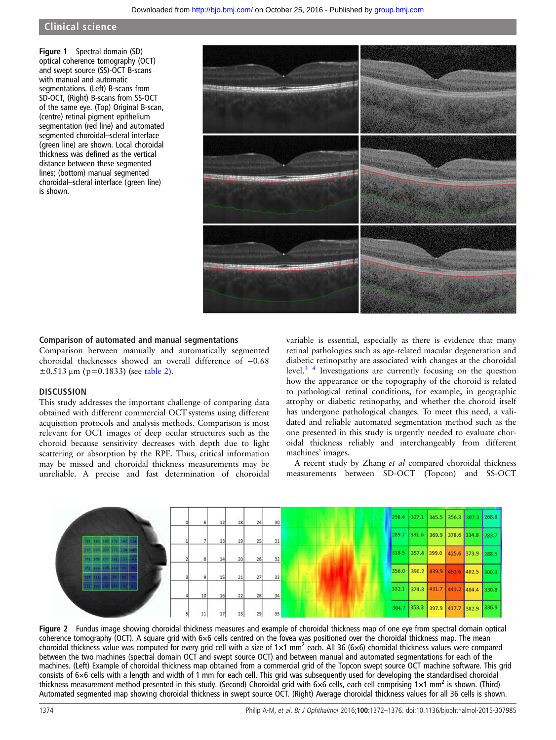Figure 1 Spectral domain (SD) optical coherence tomography (OCT) and swept source (SS)-OCT B-scans with manual and automatic segmentations. (Left) B-scans from SD-OCT, (Right) B-scans from SS-OCT of the same eye. (Top) Original B-scan, (centre) retinal pigment epithelium segmentation (red line) and automated segmented choroidal–scleral interface (green line) are shown. Local choroidal thickness was defined as the vertical distance between these segmented lines; (bottom) manual segmented choroidal–scleral interface (green line) is shown.

### Comparison of automated and manual segmentations

Comparison between manually and automatically segmented choroidal thicknesses showed an overall difference of −0.68 ±0.513 μm (p=0.1833) (see table 2).

## DISCUSSION

This study addresses the important challenge of comparing data obtained with different commercial OCT systems using different acquisition protocols and analysis methods. Comparison is most relevant for OCT images of deep ocular structures such as the choroid because sensitivity decreases with depth due to light scattering or absorption by the RPE. Thus, critical information may be missed and choroidal thickness measurements may be unreliable. A precise and fast determination of choroidal variable is essential, especially as there is evidence that many retinal pathologies such as age-related macular degeneration and diabetic retinopathy are associated with changes at the choroidal level.[3 4] Investigations are currently focusing on the question how the appearance or the topography of the choroid is related to pathological retinal conditions, for example, in geographic atrophy or diabetic retinopathy, and whether the choroid itself has undergone pathological changes. To meet this need, a validated and reliable automated segmentation method such as the one presented in this study is urgently needed to evaluate choroidal thickness reliably and interchangeably from different machines' images.

A recent study by Zhang *et al* compared choroidal thickness measurements between SD-OCT (Topcon) and SS-OCT

Figure 2 Fundus image showing choroidal thickness measures and example of choroidal thickness map of one eye from spectral domain optical coherence tomography (OCT). A square grid with 6×6 cells centred on the fovea was positioned over the choroidal thickness map. The mean choroidal thickness value was computed for every grid cell with a size of 1×1 mm$^2$ each. All 36 (6×6) choroidal thickness values were compared between the two machines (spectral domain OCT and swept source OCT) and between manual and automated segmentations for each of the machines. (Left) Example of choroidal thickness map obtained from a commercial grid of the Topcon swept source OCT machine software. This grid consists of 6×6 cells with a length and width of 1 mm for each cell. This grid was subsequently used for developing the standardised choroidal thickness measurement method presented in this study. (Second) Choroidal grid with 6×6 cells, each cell comprising 1×1 mm$^2$ is shown. (Third) Automated segmented map showing choroidal thickness in swept source OCT. (Right) Average choroidal thickness values for all 36 cells is shown.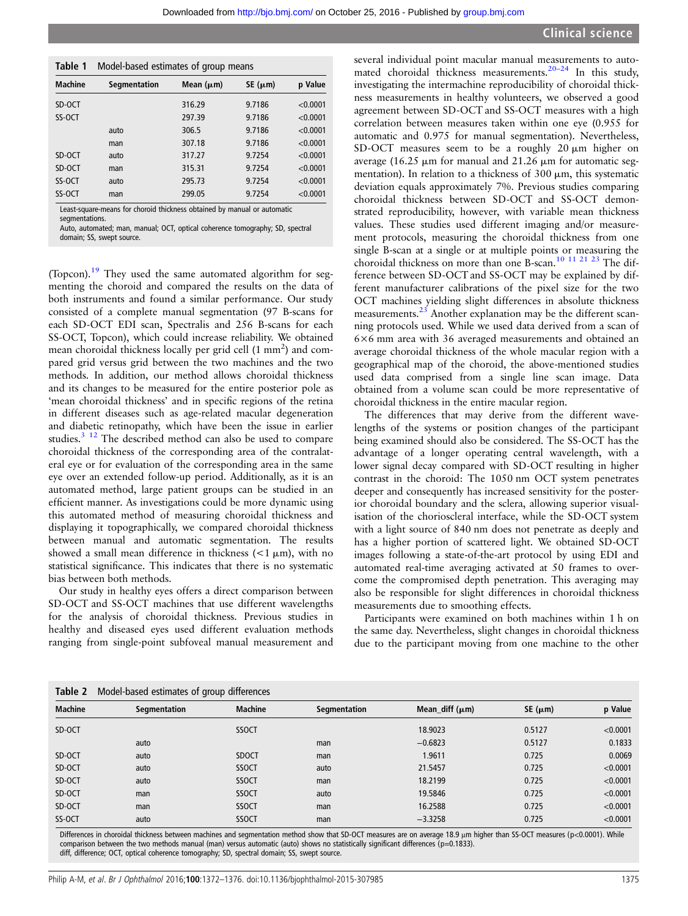Table 1 Model-based estimates of group means

| Machine | Segmentation | Mean (μm) | SE (μm) | p Value |
|---|---|---|---|---|
| SD-OCT | | 316.29 | 9.7186 | <0.0001 |
| SS-OCT | | 297.39 | 9.7186 | <0.0001 |
| | auto | 306.5 | 9.7186 | <0.0001 |
| | man | 307.18 | 9.7186 | <0.0001 |
| SD-OCT | auto | 317.27 | 9.7254 | <0.0001 |
| SD-OCT | man | 315.31 | 9.7254 | <0.0001 |
| SS-OCT | auto | 295.73 | 9.7254 | <0.0001 |
| SS-OCT | man | 299.05 | 9.7254 | <0.0001 |

Least-square-means for choroid thickness obtained by manual or automatic segmentations.
Auto, automated; man, manual; OCT, optical coherence tomography; SD, spectral domain; SS, swept source.

(Topcon).[19] They used the same automated algorithm for segmenting the choroid and compared the results on the data of both instruments and found a similar performance. Our study consisted of a complete manual segmentation (97 B-scans for each SD-OCT EDI scan, Spectralis and 256 B-scans for each SS-OCT, Topcon), which could increase reliability. We obtained mean choroidal thickness locally per grid cell (1 mm$^2$) and compared grid versus grid between the two machines and the two methods. In addition, our method allows choroidal thickness and its changes to be measured for the entire posterior pole as 'mean choroidal thickness' and in specific regions of the retina in different diseases such as age-related macular degeneration and diabetic retinopathy, which have been the issue in earlier studies.[3 12] The described method can also be used to compare choroidal thickness of the corresponding area of the contralateral eye or for evaluation of the corresponding area in the same eye over an extended follow-up period. Additionally, as it is an automated method, large patient groups can be studied in an efficient manner. As investigations could be more dynamic using this automated method of measuring choroidal thickness and displaying it topographically, we compared choroidal thickness between manual and automatic segmentation. The results showed a small mean difference in thickness (<1 μm), with no statistical significance. This indicates that there is no systematic bias between both methods.

Our study in healthy eyes offers a direct comparison between SD-OCT and SS-OCT machines that use different wavelengths for the analysis of choroidal thickness. Previous studies in healthy and diseased eyes used different evaluation methods ranging from single-point subfoveal manual measurement and several individual point macular manual measurements to automated choroidal thickness measurements.[20–24] In this study, investigating the intermachine reproducibility of choroidal thickness measurements in healthy volunteers, we observed a good agreement between SD-OCT and SS-OCT measures with a high correlation between measures taken within one eye (0.955 for automatic and 0.975 for manual segmentation). Nevertheless, SD-OCT measures seem to be a roughly 20 μm higher on average (16.25 μm for manual and 21.26 μm for automatic segmentation). In relation to a thickness of 300 μm, this systematic deviation equals approximately 7%. Previous studies comparing choroidal thickness between SD-OCT and SS-OCT demonstrated reproducibility, however, with variable mean thickness values. These studies used different imaging and/or measurement protocols, measuring the choroidal thickness from one single B-scan at a single or at multiple points or measuring the choroidal thickness on more than one B-scan.[10 11 21 23] The difference between SD-OCT and SS-OCT may be explained by different manufacturer calibrations of the pixel size for the two OCT machines yielding slight differences in absolute thickness measurements.[23] Another explanation may be the different scanning protocols used. While we used data derived from a scan of 6×6 mm area with 36 averaged measurements and obtained an average choroidal thickness of the whole macular region with a geographical map of the choroid, the above-mentioned studies used data comprised from a single line scan image. Data obtained from a volume scan could be more representative of choroidal thickness in the entire macular region.

The differences that may derive from the different wavelengths of the systems or position changes of the participant being examined should also be considered. The SS-OCT has the advantage of a longer operating central wavelength, with a lower signal decay compared with SD-OCT resulting in higher contrast in the choroid: The 1050 nm OCT system penetrates deeper and consequently has increased sensitivity for the posterior choroidal boundary and the sclera, allowing superior visualisation of the chorioscleral interface, while the SD-OCT system with a light source of 840 nm does not penetrate as deeply and has a higher portion of scattered light. We obtained SD-OCT images following a state-of-the-art protocol by using EDI and automated real-time averaging activated at 50 frames to overcome the compromised depth penetration. This averaging may also be responsible for slight differences in choroidal thickness measurements due to smoothing effects.

Participants were examined on both machines within 1 h on the same day. Nevertheless, slight changes in choroidal thickness due to the participant moving from one machine to the other

Table 2 Model-based estimates of group differences

| Machine | Segmentation | Machine | Segmentation | Mean_diff (μm) | SE (μm) | p Value |
|---|---|---|---|---|---|---|
| SD-OCT | | SSOCT | | 18.9023 | 0.5127 | <0.0001 |
| | auto | | man | −0.6823 | 0.5127 | 0.1833 |
| SD-OCT | auto | SDOCT | man | 1.9611 | 0.725 | 0.0069 |
| SD-OCT | auto | SSOCT | auto | 21.5457 | 0.725 | <0.0001 |
| SD-OCT | auto | SSOCT | man | 18.2199 | 0.725 | <0.0001 |
| SD-OCT | man | SSOCT | auto | 19.5846 | 0.725 | <0.0001 |
| SD-OCT | man | SSOCT | man | 16.2588 | 0.725 | <0.0001 |
| SS-OCT | auto | SSOCT | man | −3.3258 | 0.725 | <0.0001 |

Differences in choroidal thickness between machines and segmentation method show that SD-OCT measures are on average 18.9 μm higher than SS-OCT measures (p<0.0001). While comparison between the two methods manual (man) versus automatic (auto) shows no statistically significant differences (p=0.1833).
diff, difference; OCT, optical coherence tomography; SD, spectral domain; SS, swept source.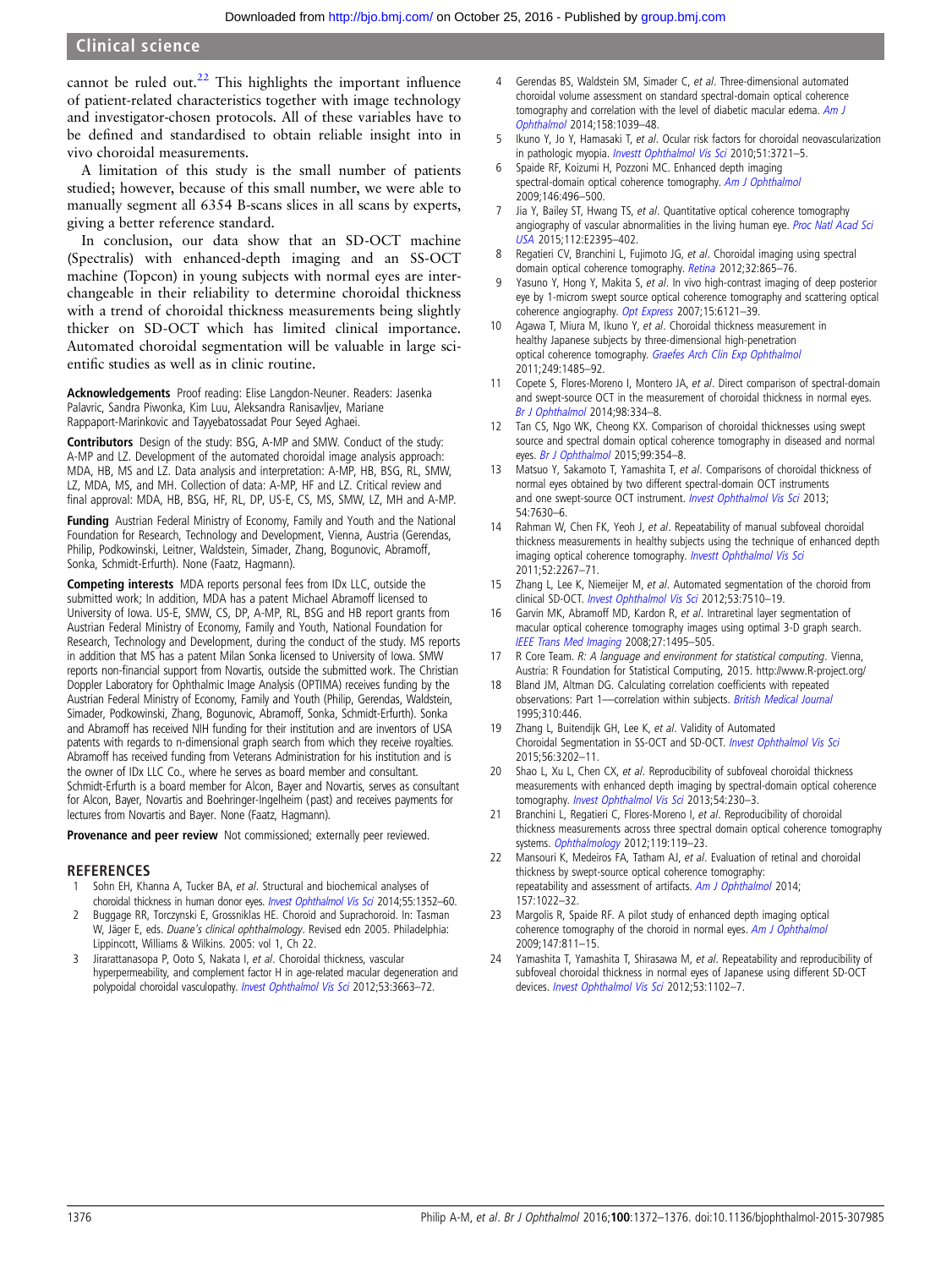cannot be ruled out.[22] This highlights the important influence of patient-related characteristics together with image technology and investigator-chosen protocols. All of these variables have to be defined and standardised to obtain reliable insight into in vivo choroidal measurements.

A limitation of this study is the small number of patients studied; however, because of this small number, we were able to manually segment all 6354 B-scans slices in all scans by experts, giving a better reference standard.

In conclusion, our data show that an SD-OCT machine (Spectralis) with enhanced-depth imaging and an SS-OCT machine (Topcon) in young subjects with normal eyes are interchangeable in their reliability to determine choroidal thickness with a trend of choroidal thickness measurements being slightly thicker on SD-OCT which has limited clinical importance. Automated choroidal segmentation will be valuable in large scientific studies as well as in clinic routine.

**Acknowledgements** Proof reading: Elise Langdon-Neuner. Readers: Jasenka Palavric, Sandra Piwonka, Kim Luu, Aleksandra Ranisavljev, Mariane Rappaport-Marinkovic and Tayyebatossadat Pour Seyed Aghaei.

**Contributors** Design of the study: BSG, A-MP and SMW. Conduct of the study: A-MP and LZ. Development of the automated choroidal image analysis approach: MDA, HB, MS and LZ. Data analysis and interpretation: A-MP, HB, BSG, RL, SMW, LZ, MDA, MS, and MH. Collection of data: A-MP, HF and LZ. Critical review and final approval: MDA, HB, BSG, HF, RL, DP, US-E, CS, MS, SMW, LZ, MH and A-MP.

**Funding** Austrian Federal Ministry of Economy, Family and Youth and the National Foundation for Research, Technology and Development, Vienna, Austria (Gerendas, Philip, Podkowinski, Leitner, Waldstein, Simader, Zhang, Bogunovic, Abramoff, Sonka, Schmidt-Erfurth). None (Faatz, Hagmann).

**Competing interests** MDA reports personal fees from IDx LLC, outside the submitted work; In addition, MDA has a patent Michael Abramoff licensed to University of Iowa. US-E, SMW, CS, DP, A-MP, RL, BSG and HB report grants from Austrian Federal Ministry of Economy, Family and Youth, National Foundation for Research, Technology and Development, during the conduct of the study. MS reports in addition that MS has a patent Milan Sonka licensed to University of Iowa. SMW reports non-financial support from Novartis, outside the submitted work. The Christian Doppler Laboratory for Ophthalmic Image Analysis (OPTIMA) receives funding by the Austrian Federal Ministry of Economy, Family and Youth (Philip, Gerendas, Waldstein, Simader, Podkowinski, Zhang, Bogunovic, Abramoff, Sonka, Schmidt-Erfurth). Sonka and Abramoff has received NIH funding for their institution and are inventors of USA patents with regards to n-dimensional graph search from which they receive royalties. Abramoff has received funding from Veterans Administration for his institution and is the owner of IDx LLC Co., where he serves as board member and consultant. Schmidt-Erfurth is a board member for Alcon, Bayer and Novartis, serves as consultant for Alcon, Bayer, Novartis and Boehringer-Ingelheim (past) and receives payments for lectures from Novartis and Bayer. None (Faatz, Hagmann).

**Provenance and peer review** Not commissioned; externally peer reviewed.

## REFERENCES

1. Sohn EH, Khanna A, Tucker BA, *et al*. Structural and biochemical analyses of choroidal thickness in human donor eyes. *Invest Ophthalmol Vis Sci* 2014;55:1352–60.
2. Buggage RR, Torczynski E, Grossniklas HE. Choroid and Suprachoroid. In: Tasman W, Jäger E, eds. *Duane's clinical ophthalmology*. Revised edn 2005. Philadelphia: Lippincott, Williams & Wilkins. 2005: vol 1, Ch 22.
3. Jirarattanasopa P, Ooto S, Nakata I, *et al*. Choroidal thickness, vascular hyperpermeability, and complement factor H in age-related macular degeneration and polypoidal choroidal vasculopathy. *Invest Ophthalmol Vis Sci* 2012;53:3663–72.
4. Gerendas BS, Waldstein SM, Simader C, *et al*. Three-dimensional automated choroidal volume assessment on standard spectral-domain optical coherence tomography and correlation with the level of diabetic macular edema. *Am J Ophthalmol* 2014;158:1039–48.
5. Ikuno Y, Jo Y, Hamasaki T, *et al*. Ocular risk factors for choroidal neovascularization in pathologic myopia. *Investt Ophthalmol Vis Sci* 2010;51:3721–5.
6. Spaide RF, Koizumi H, Pozzoni MC. Enhanced depth imaging spectral-domain optical coherence tomography. *Am J Ophthalmol* 2009;146:496–500.
7. Jia Y, Bailey ST, Hwang TS, *et al*. Quantitative optical coherence tomography angiography of vascular abnormalities in the living human eye. *Proc Natl Acad Sci USA* 2015;112:E2395–402.
8. Regatieri CV, Branchini L, Fujimoto JG, *et al*. Choroidal imaging using spectral domain optical coherence tomography. *Retina* 2012;32:865–76.
9. Yasuno Y, Hong Y, Makita S, *et al*. In vivo high-contrast imaging of deep posterior eye by 1-microm swept source optical coherence tomography and scattering optical coherence angiography. *Opt Express* 2007;15:6121–39.
10. Agawa T, Miura M, Ikuno Y, *et al*. Choroidal thickness measurement in healthy Japanese subjects by three-dimensional high-penetration optical coherence tomography. *Graefes Arch Clin Exp Ophthalmol* 2011;249:1485–92.
11. Copete S, Flores-Moreno I, Montero JA, *et al*. Direct comparison of spectral-domain and swept-source OCT in the measurement of choroidal thickness in normal eyes. *Br J Ophthalmol* 2014;98:334–8.
12. Tan CS, Ngo WK, Cheong KX. Comparison of choroidal thicknesses using swept source and spectral domain optical coherence tomography in diseased and normal eyes. *Br J Ophthalmol* 2015;99:354–8.
13. Matsuo Y, Sakamoto T, Yamashita T, *et al*. Comparisons of choroidal thickness of normal eyes obtained by two different spectral-domain OCT instruments and one swept-source OCT instrument. *Invest Ophthalmol Vis Sci* 2013; 54:7630–6.
14. Rahman W, Chen FK, Yeoh J, *et al*. Repeatability of manual subfoveal choroidal thickness measurements in healthy subjects using the technique of enhanced depth imaging optical coherence tomography. *Invest Ophthalmol Vis Sci* 2011;52:2267–71.
15. Zhang L, Lee K, Niemeijer M, *et al*. Automated segmentation of the choroid from clinical SD-OCT. *Invest Ophthalmol Vis Sci* 2012;53:7510–19.
16. Garvin MK, Abramoff MD, Kardon R, *et al*. Intraretinal layer segmentation of macular optical coherence tomography images using optimal 3-D graph search. *IEEE Trans Med Imaging* 2008;27:1495–505.
17. R Core Team. *R: A language and environment for statistical computing*. Vienna, Austria: R Foundation for Statistical Computing, 2015. http://www.R-project.org/
18. Bland JM, Altman DG. Calculating correlation coefficients with repeated observations: Part 1—correlation within subjects. *British Medical Journal* 1995;310:446.
19. Zhang L, Buitendijk GH, Lee K, *et al*. Validity of Automated Choroidal Segmentation in SS-OCT and SD-OCT. *Invest Ophthalmol Vis Sci* 2015;56:3202–11.
20. Shao L, Xu L, Chen CX, *et al*. Reproducibility of subfoveal choroidal thickness measurements with enhanced depth imaging by spectral-domain optical coherence tomography. *Invest Ophthalmol Vis Sci* 2013;54:230–3.
21. Branchini L, Regatieri C, Flores-Moreno I, *et al*. Reproducibility of choroidal thickness measurements across three spectral domain optical coherence tomography systems. *Ophthalmology* 2012;119:119–23.
22. Mansouri K, Medeiros FA, Tatham AJ, *et al*. Evaluation of retinal and choroidal thickness by swept-source optical coherence tomography: repeatability and assessment of artifacts. *Am J Ophthalmol* 2014; 157:1022–32.
23. Margolis R, Spaide RF. A pilot study of enhanced depth imaging optical coherence tomography of the choroid in normal eyes. *Am J Ophthalmol* 2009;147:811–15.
24. Yamashita T, Yamashita T, Shirasawa M, *et al*. Repeatability and reproducibility of subfoveal choroidal thickness in normal eyes of Japanese using different SD-OCT devices. *Invest Ophthalmol Vis Sci* 2012;53:1102–7.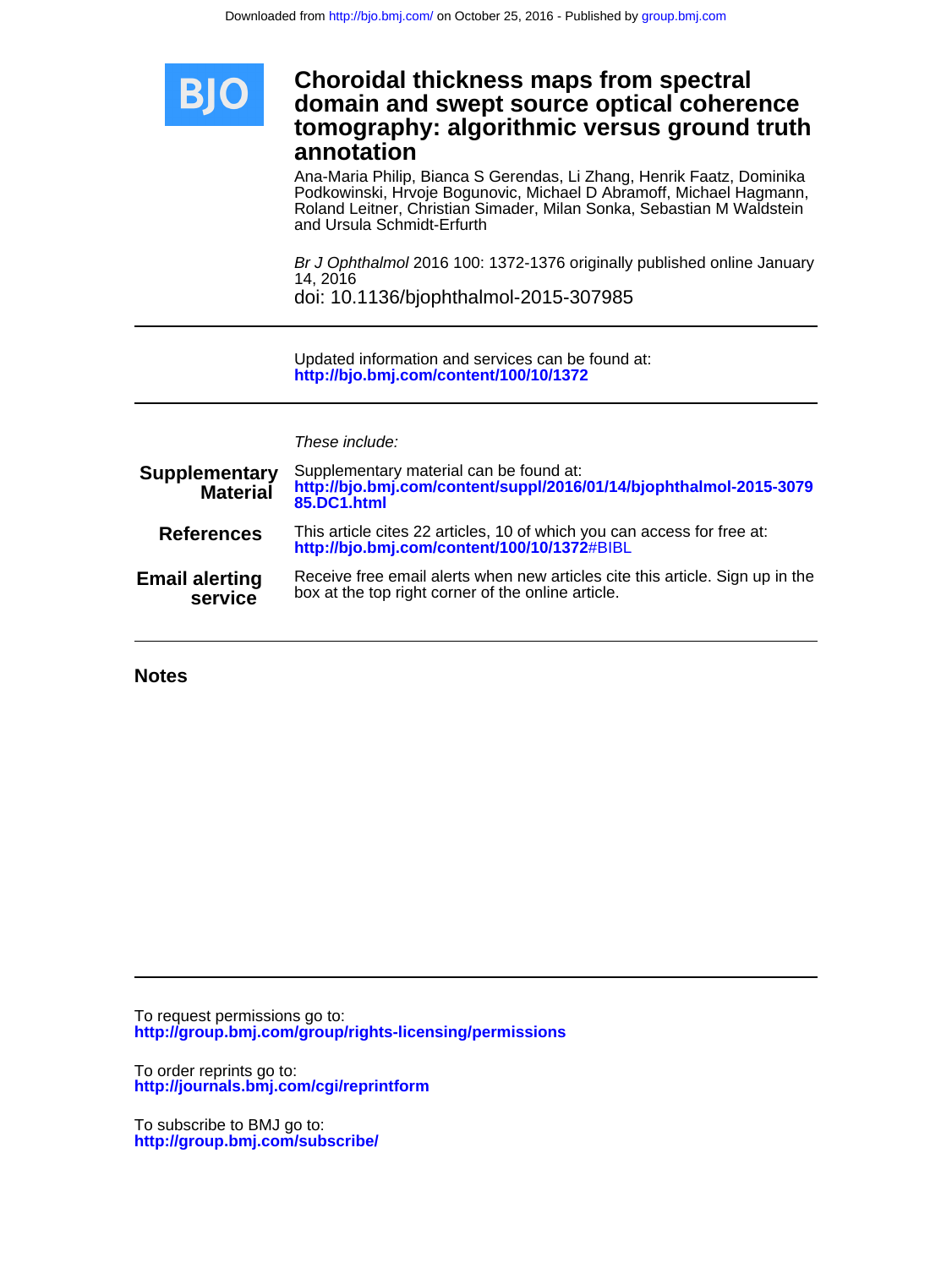# Choroidal thickness maps from spectral domain and swept source optical coherence tomography: algorithmic versus ground truth annotation

Ana-Maria Philip, Bianca S Gerendas, Li Zhang, Henrik Faatz, Dominika Podkowinski, Hrvoje Bogunovic, Michael D Abramoff, Michael Hagmann, Roland Leitner, Christian Simader, Milan Sonka, Sebastian M Waldstein and Ursula Schmidt-Erfurth

*Br J Ophthalmol* 2016 100: 1372-1376 originally published online January 14, 2016
doi: 10.1136/bjophthalmol-2015-307985

Updated information and services can be found at:
**http://bjo.bmj.com/content/100/10/1372**

*These include:*

**Supplementary Material**
Supplementary material can be found at:
**http://bjo.bmj.com/content/suppl/2016/01/14/bjophthalmol-2015-307985.DC1.html**

**References**
This article cites 22 articles, 10 of which you can access for free at:
**http://bjo.bmj.com/content/100/10/1372**#BIBL

**Email alerting service**
Receive free email alerts when new articles cite this article. Sign up in the box at the top right corner of the online article.

## Notes

To request permissions go to:
**http://group.bmj.com/group/rights-licensing/permissions**

To order reprints go to:
**http://journals.bmj.com/cgi/reprintform**

To subscribe to BMJ go to:
**http://group.bmj.com/subscribe/**